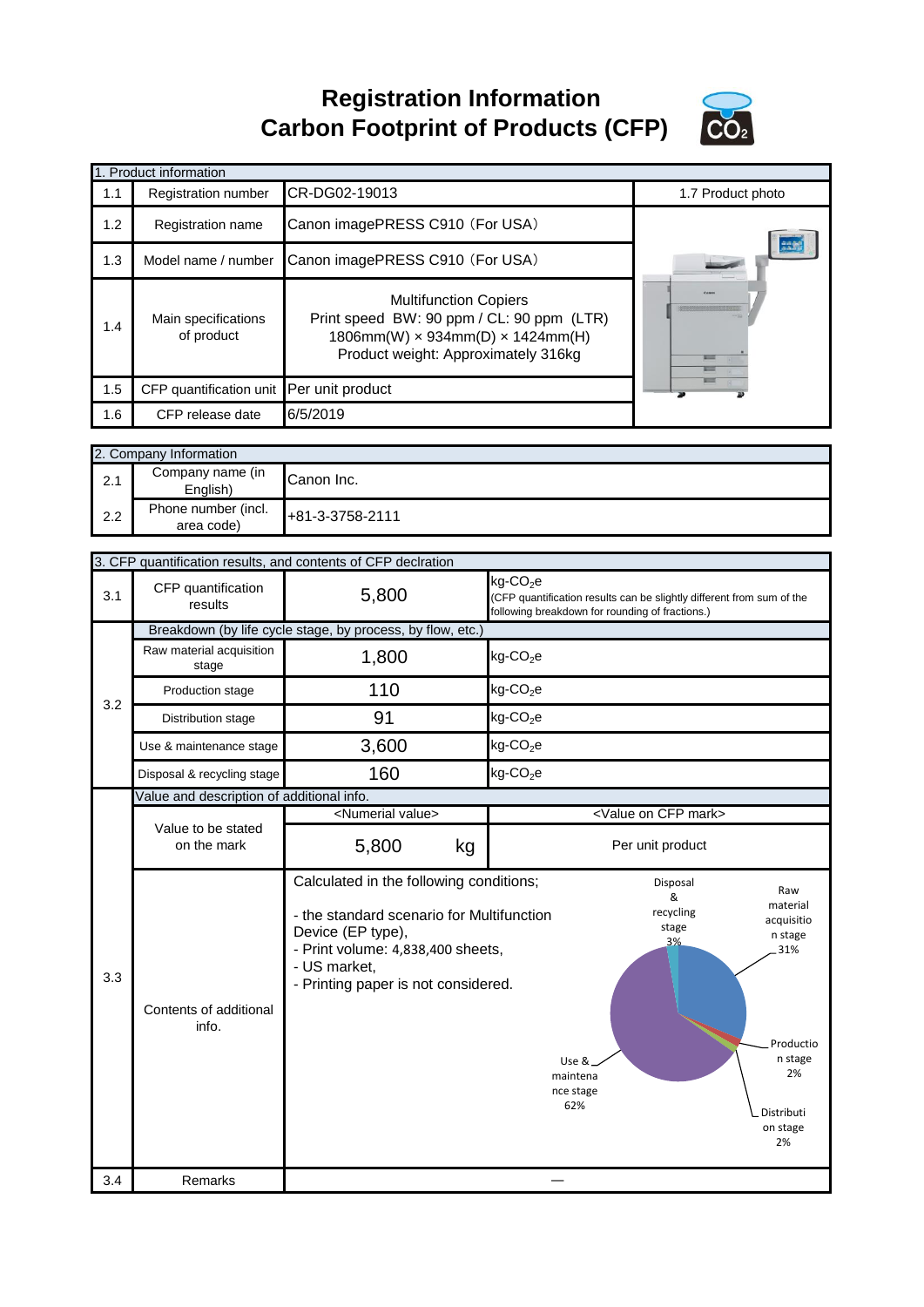# Registration Information
# Carbon Footprint of Products (CFP)

| 1. Product information | | | |
|---|---|---|---|
| 1.1 | Registration number | CR-DG02-19013 | 1.7 Product photo |
| 1.2 | Registration name | Canon imagePRESS C910（For USA） | |
| 1.3 | Model name / number | Canon imagePRESS C910（For USA） | |
| 1.4 | Main specifications of product | Multifunction Copiers<br>Print speed BW: 90 ppm / CL: 90 ppm (LTR)<br>1806mm(W) × 934mm(D) × 1424mm(H)<br>Product weight: Approximately 316kg | |
| 1.5 | CFP quantification unit | Per unit product | |
| 1.6 | CFP release date | 6/5/2019 | |

| 2. Company Information | | |
|---|---|---|
| 2.1 | Company name (in English) | Canon Inc. |
| 2.2 | Phone number (incl. area code) | +81-3-3758-2111 |

| 3. CFP quantification results, and contents of CFP declration | | | |
|---|---|---|---|
| 3.1 | CFP quantification results | 5,800 | $kg\text{-}CO_2e$ (CFP quantification results can be slightly different from sum of the following breakdown for rounding of fractions.) |
| 3.2 | Breakdown (by life cycle stage, by process, by flow, etc.) | | |
| | Raw material acquisition stage | 1,800 | $kg\text{-}CO_2e$ |
| | Production stage | 110 | $kg\text{-}CO_2e$ |
| | Distribution stage | 91 | $kg\text{-}CO_2e$ |
| | Use & maintenance stage | 3,600 | $kg\text{-}CO_2e$ |
| | Disposal & recycling stage | 160 | $kg\text{-}CO_2e$ |
| 3.3 | Value and description of additional info. | | |
| | Value to be stated on the mark | <Numerial value><br>5,800 kg | <Value on CFP mark><br>Per unit product |
| | Contents of additional info. | Calculated in the following conditions;<br>- the standard scenario for Multifunction Device (EP type),<br>- Print volume: 4,838,400 sheets,<br>- US market,<br>- Printing paper is not considered. | Raw material acquisition stage 31%<br>Production stage 2%<br>Distribution stage 2%<br>Use & maintenance stage 62%<br>Disposal & recycling stage 3% |
| 3.4 | Remarks | — | |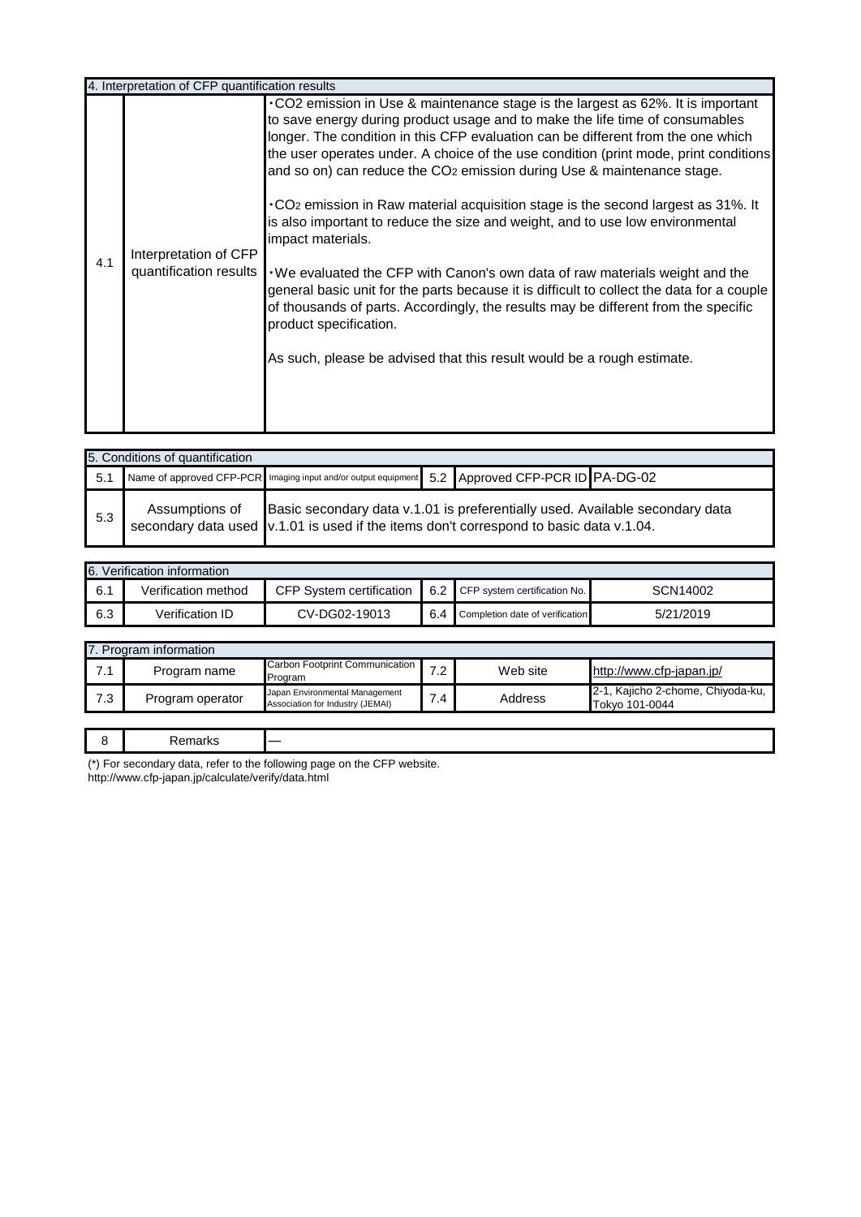## 4. Interpretation of CFP quantification results

| | | |
|---|---|---|
| 4.1 | Interpretation of CFP quantification results | ・$CO_2$ emission in Use & maintenance stage is the largest as 62%. It is important to save energy during product usage and to make the life time of consumables longer. The condition in this CFP evaluation can be different from the one which the user operates under. A choice of the use condition (print mode, print conditions and so on) can reduce the $CO_2$ emission during Use & maintenance stage.<br><br>・$CO_2$ emission in Raw material acquisition stage is the second largest as 31%. It is also important to reduce the size and weight, and to use low environmental impact materials.<br><br>・We evaluated the CFP with Canon's own data of raw materials weight and the general basic unit for the parts because it is difficult to collect the data for a couple of thousands of parts. Accordingly, the results may be different from the specific product specification.<br><br>As such, please be advised that this result would be a rough estimate. |

## 5. Conditions of quantification

| | | | | | |
|---|---|---|---|---|---|
| 5.1 | Name of approved CFP-PCR | Imaging input and/or output equipment | 5.2 | Approved CFP-PCR ID | PA-DG-02 |
| 5.3 | Assumptions of secondary data used | Basic secondary data v.1.01 is preferentially used. Available secondary data v.1.01 is used if the items don't correspond to basic data v.1.04. | | | |

## 6. Verification information

| | | | | | |
|---|---|---|---|---|---|
| 6.1 | Verification method | CFP System certification | 6.2 | CFP system certification No. | SCN14002 |
| 6.3 | Verification ID | CV-DG02-19013 | 6.4 | Completion date of verification | 5/21/2019 |

## 7. Program information

| | | | | | |
|---|---|---|---|---|---|
| 7.1 | Program name | Carbon Footprint Communication Program | 7.2 | Web site | http://www.cfp-japan.jp/ |
| 7.3 | Program operator | Japan Environmental Management Association for Industry (JEMAI) | 7.4 | Address | 2-1, Kajicho 2-chome, Chiyoda-ku, Tokyo 101-0044 |

| | | |
|---|---|---|
| 8 | Remarks | — |

(*) For secondary data, refer to the following page on the CFP website.
http://www.cfp-japan.jp/calculate/verify/data.html